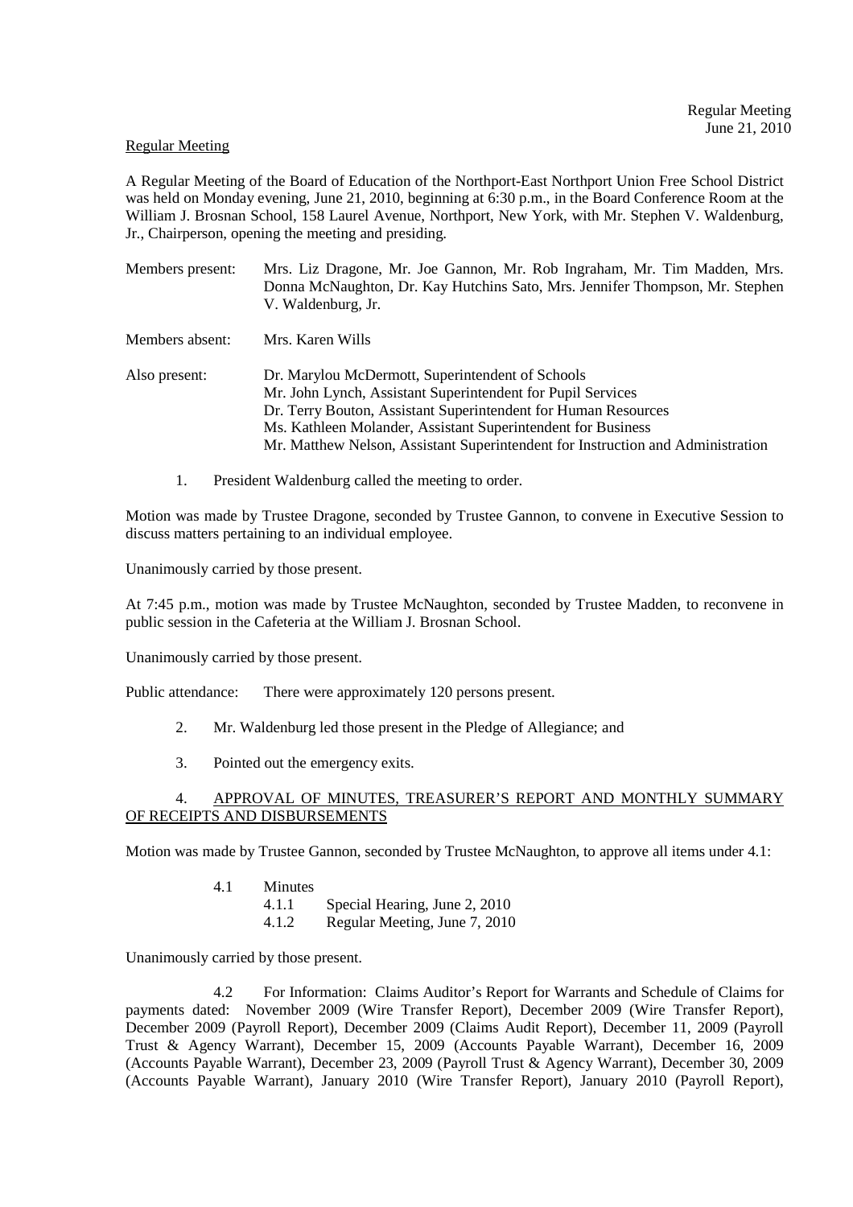## Regular Meeting

A Regular Meeting of the Board of Education of the Northport-East Northport Union Free School District was held on Monday evening, June 21, 2010, beginning at 6:30 p.m., in the Board Conference Room at the William J. Brosnan School, 158 Laurel Avenue, Northport, New York, with Mr. Stephen V. Waldenburg, Jr., Chairperson, opening the meeting and presiding.

Members present: Mrs. Liz Dragone, Mr. Joe Gannon, Mr. Rob Ingraham, Mr. Tim Madden, Mrs. Donna McNaughton, Dr. Kay Hutchins Sato, Mrs. Jennifer Thompson, Mr. Stephen V. Waldenburg, Jr.

Members absent: Mrs. Karen Wills

Also present: Dr. Marylou McDermott, Superintendent of Schools
Mr. John Lynch, Assistant Superintendent for Pupil Services
Dr. Terry Bouton, Assistant Superintendent for Human Resources
Ms. Kathleen Molander, Assistant Superintendent for Business
Mr. Matthew Nelson, Assistant Superintendent for Instruction and Administration

1. President Waldenburg called the meeting to order.

Motion was made by Trustee Dragone, seconded by Trustee Gannon, to convene in Executive Session to discuss matters pertaining to an individual employee.

Unanimously carried by those present.

At 7:45 p.m., motion was made by Trustee McNaughton, seconded by Trustee Madden, to reconvene in public session in the Cafeteria at the William J. Brosnan School.

Unanimously carried by those present.

Public attendance: There were approximately 120 persons present.

2. Mr. Waldenburg led those present in the Pledge of Allegiance; and

3. Pointed out the emergency exits.

4. APPROVAL OF MINUTES, TREASURER'S REPORT AND MONTHLY SUMMARY OF RECEIPTS AND DISBURSEMENTS

Motion was made by Trustee Gannon, seconded by Trustee McNaughton, to approve all items under 4.1:

4.1 Minutes
 4.1.1 Special Hearing, June 2, 2010
 4.1.2 Regular Meeting, June 7, 2010

Unanimously carried by those present.

4.2 For Information: Claims Auditor's Report for Warrants and Schedule of Claims for payments dated: November 2009 (Wire Transfer Report), December 2009 (Wire Transfer Report), December 2009 (Payroll Report), December 2009 (Claims Audit Report), December 11, 2009 (Payroll Trust & Agency Warrant), December 15, 2009 (Accounts Payable Warrant), December 16, 2009 (Accounts Payable Warrant), December 23, 2009 (Payroll Trust & Agency Warrant), December 30, 2009 (Accounts Payable Warrant), January 2010 (Wire Transfer Report), January 2010 (Payroll Report),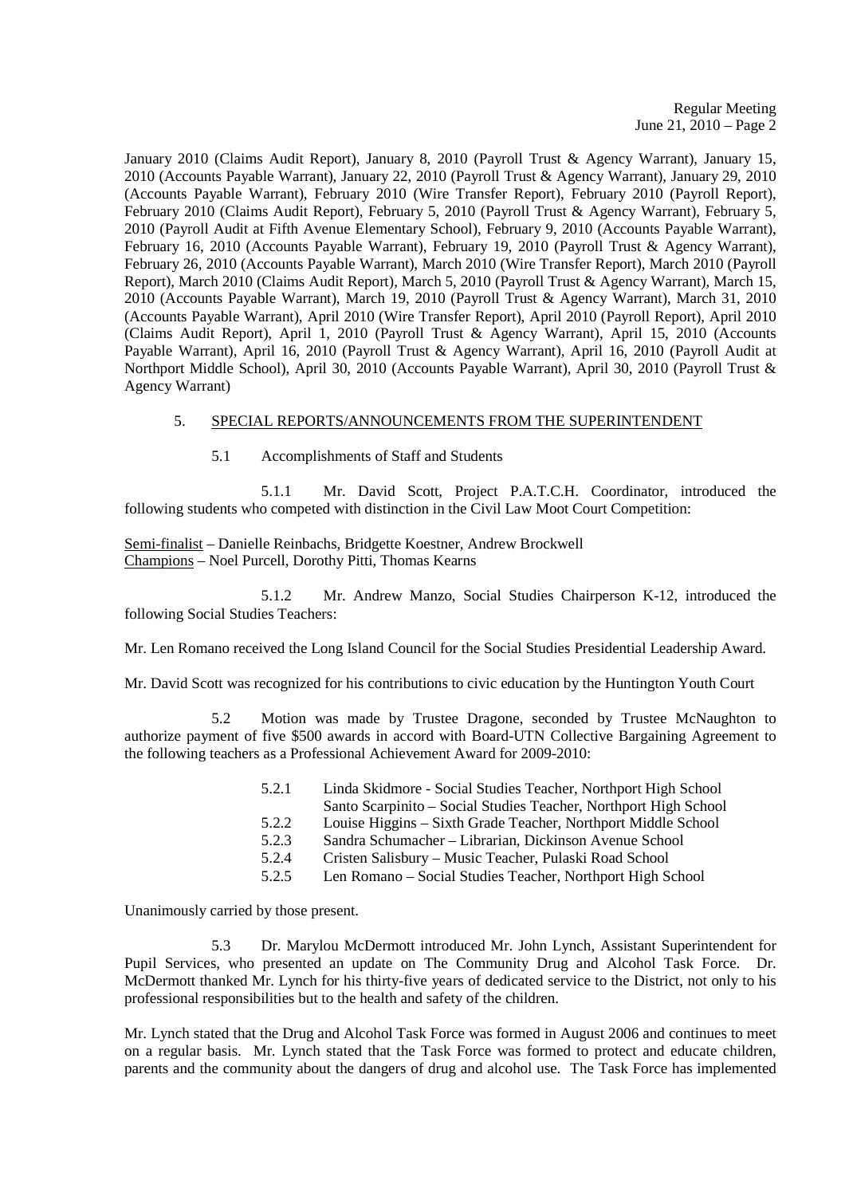January 2010 (Claims Audit Report), January 8, 2010 (Payroll Trust & Agency Warrant), January 15, 2010 (Accounts Payable Warrant), January 22, 2010 (Payroll Trust & Agency Warrant), January 29, 2010 (Accounts Payable Warrant), February 2010 (Wire Transfer Report), February 2010 (Payroll Report), February 2010 (Claims Audit Report), February 5, 2010 (Payroll Trust & Agency Warrant), February 5, 2010 (Payroll Audit at Fifth Avenue Elementary School), February 9, 2010 (Accounts Payable Warrant), February 16, 2010 (Accounts Payable Warrant), February 19, 2010 (Payroll Trust & Agency Warrant), February 26, 2010 (Accounts Payable Warrant), March 2010 (Wire Transfer Report), March 2010 (Payroll Report), March 2010 (Claims Audit Report), March 5, 2010 (Payroll Trust & Agency Warrant), March 15, 2010 (Accounts Payable Warrant), March 19, 2010 (Payroll Trust & Agency Warrant), March 31, 2010 (Accounts Payable Warrant), April 2010 (Wire Transfer Report), April 2010 (Payroll Report), April 2010 (Claims Audit Report), April 1, 2010 (Payroll Trust & Agency Warrant), April 15, 2010 (Accounts Payable Warrant), April 16, 2010 (Payroll Trust & Agency Warrant), April 16, 2010 (Payroll Audit at Northport Middle School), April 30, 2010 (Accounts Payable Warrant), April 30, 2010 (Payroll Trust & Agency Warrant)

5. SPECIAL REPORTS/ANNOUNCEMENTS FROM THE SUPERINTENDENT

5.1 Accomplishments of Staff and Students

5.1.1 Mr. David Scott, Project P.A.T.C.H. Coordinator, introduced the following students who competed with distinction in the Civil Law Moot Court Competition:

Semi-finalist – Danielle Reinbachs, Bridgette Koestner, Andrew Brockwell
Champions – Noel Purcell, Dorothy Pitti, Thomas Kearns

5.1.2 Mr. Andrew Manzo, Social Studies Chairperson K-12, introduced the following Social Studies Teachers:

Mr. Len Romano received the Long Island Council for the Social Studies Presidential Leadership Award.

Mr. David Scott was recognized for his contributions to civic education by the Huntington Youth Court

5.2 Motion was made by Trustee Dragone, seconded by Trustee McNaughton to authorize payment of five $500 awards in accord with Board-UTN Collective Bargaining Agreement to the following teachers as a Professional Achievement Award for 2009-2010:

5.2.1 Linda Skidmore - Social Studies Teacher, Northport High School
Santo Scarpinito – Social Studies Teacher, Northport High School
5.2.2 Louise Higgins – Sixth Grade Teacher, Northport Middle School
5.2.3 Sandra Schumacher – Librarian, Dickinson Avenue School
5.2.4 Cristen Salisbury – Music Teacher, Pulaski Road School
5.2.5 Len Romano – Social Studies Teacher, Northport High School

Unanimously carried by those present.

5.3 Dr. Marylou McDermott introduced Mr. John Lynch, Assistant Superintendent for Pupil Services, who presented an update on The Community Drug and Alcohol Task Force. Dr. McDermott thanked Mr. Lynch for his thirty-five years of dedicated service to the District, not only to his professional responsibilities but to the health and safety of the children.

Mr. Lynch stated that the Drug and Alcohol Task Force was formed in August 2006 and continues to meet on a regular basis. Mr. Lynch stated that the Task Force was formed to protect and educate children, parents and the community about the dangers of drug and alcohol use. The Task Force has implemented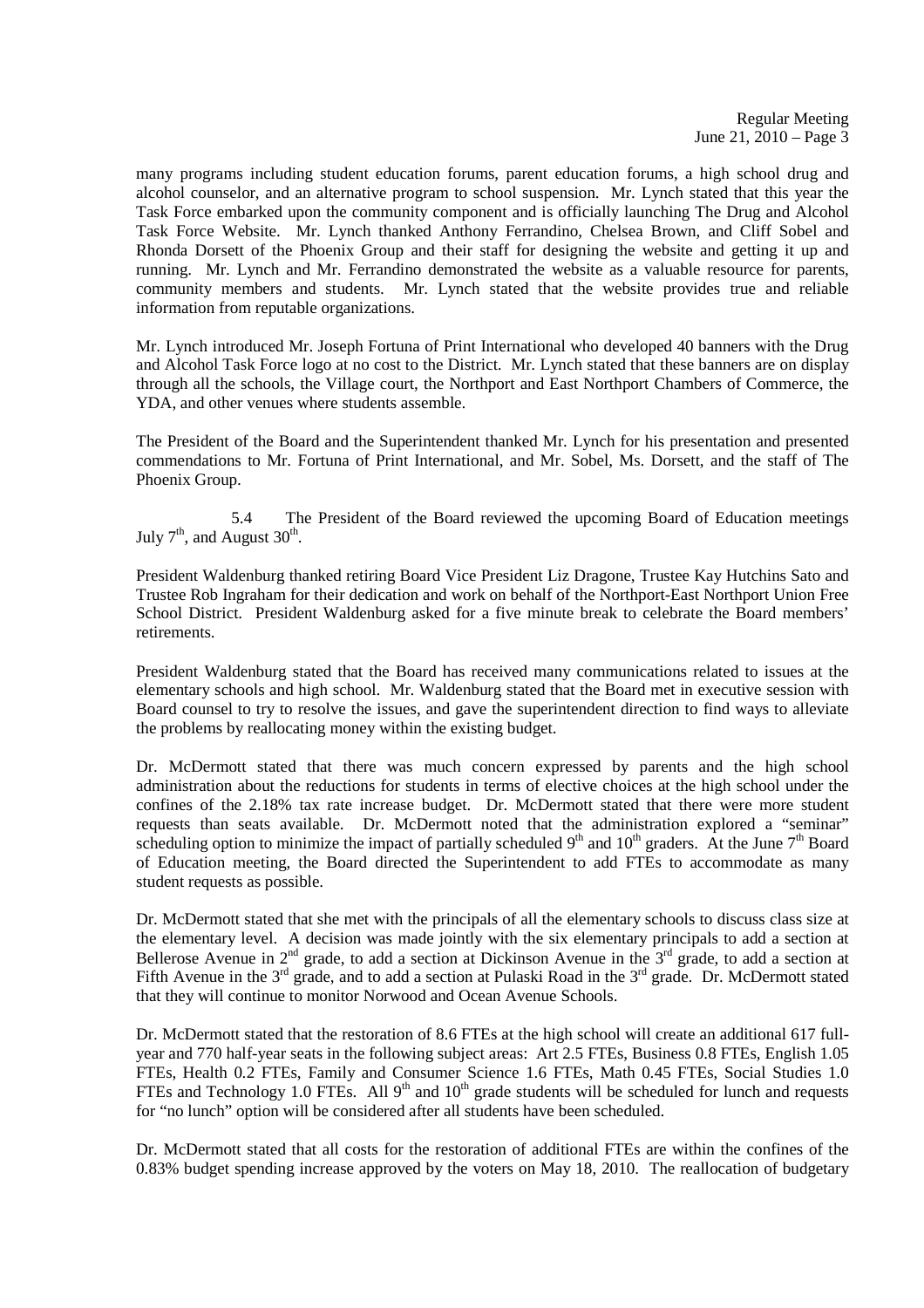many programs including student education forums, parent education forums, a high school drug and alcohol counselor, and an alternative program to school suspension. Mr. Lynch stated that this year the Task Force embarked upon the community component and is officially launching The Drug and Alcohol Task Force Website. Mr. Lynch thanked Anthony Ferrandino, Chelsea Brown, and Cliff Sobel and Rhonda Dorsett of the Phoenix Group and their staff for designing the website and getting it up and running. Mr. Lynch and Mr. Ferrandino demonstrated the website as a valuable resource for parents, community members and students. Mr. Lynch stated that the website provides true and reliable information from reputable organizations.

Mr. Lynch introduced Mr. Joseph Fortuna of Print International who developed 40 banners with the Drug and Alcohol Task Force logo at no cost to the District. Mr. Lynch stated that these banners are on display through all the schools, the Village court, the Northport and East Northport Chambers of Commerce, the YDA, and other venues where students assemble.

The President of the Board and the Superintendent thanked Mr. Lynch for his presentation and presented commendations to Mr. Fortuna of Print International, and Mr. Sobel, Ms. Dorsett, and the staff of The Phoenix Group.

5.4 The President of the Board reviewed the upcoming Board of Education meetings July 7th, and August 30th.

President Waldenburg thanked retiring Board Vice President Liz Dragone, Trustee Kay Hutchins Sato and Trustee Rob Ingraham for their dedication and work on behalf of the Northport-East Northport Union Free School District. President Waldenburg asked for a five minute break to celebrate the Board members' retirements.

President Waldenburg stated that the Board has received many communications related to issues at the elementary schools and high school. Mr. Waldenburg stated that the Board met in executive session with Board counsel to try to resolve the issues, and gave the superintendent direction to find ways to alleviate the problems by reallocating money within the existing budget.

Dr. McDermott stated that there was much concern expressed by parents and the high school administration about the reductions for students in terms of elective choices at the high school under the confines of the 2.18% tax rate increase budget. Dr. McDermott stated that there were more student requests than seats available. Dr. McDermott noted that the administration explored a "seminar" scheduling option to minimize the impact of partially scheduled 9th and 10th graders. At the June 7th Board of Education meeting, the Board directed the Superintendent to add FTEs to accommodate as many student requests as possible.

Dr. McDermott stated that she met with the principals of all the elementary schools to discuss class size at the elementary level. A decision was made jointly with the six elementary principals to add a section at Bellerose Avenue in 2nd grade, to add a section at Dickinson Avenue in the 3rd grade, to add a section at Fifth Avenue in the 3rd grade, and to add a section at Pulaski Road in the 3rd grade. Dr. McDermott stated that they will continue to monitor Norwood and Ocean Avenue Schools.

Dr. McDermott stated that the restoration of 8.6 FTEs at the high school will create an additional 617 full-year and 770 half-year seats in the following subject areas: Art 2.5 FTEs, Business 0.8 FTEs, English 1.05 FTEs, Health 0.2 FTEs, Family and Consumer Science 1.6 FTEs, Math 0.45 FTEs, Social Studies 1.0 FTEs and Technology 1.0 FTEs. All 9th and 10th grade students will be scheduled for lunch and requests for "no lunch" option will be considered after all students have been scheduled.

Dr. McDermott stated that all costs for the restoration of additional FTEs are within the confines of the 0.83% budget spending increase approved by the voters on May 18, 2010. The reallocation of budgetary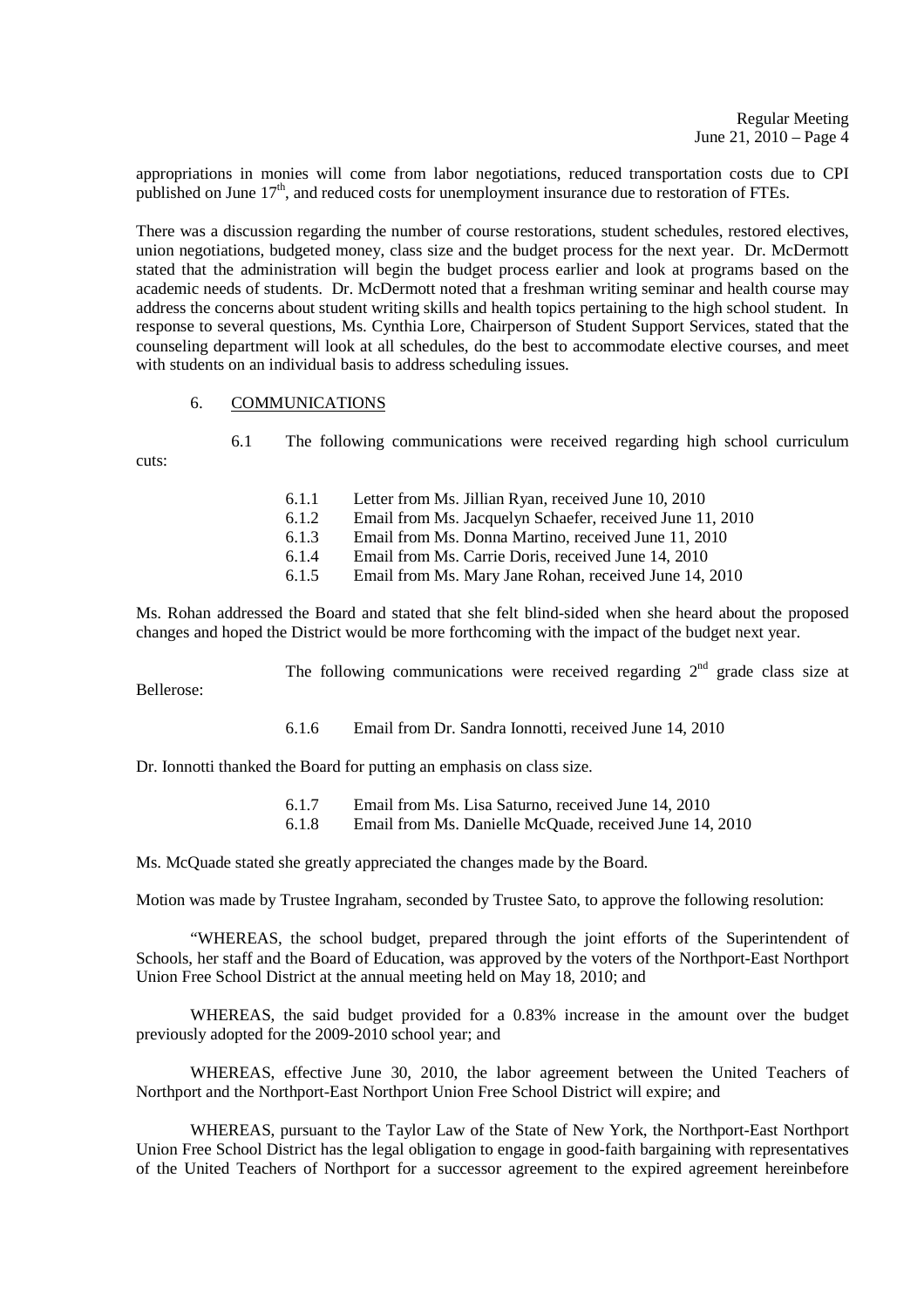appropriations in monies will come from labor negotiations, reduced transportation costs due to CPI published on June 17th, and reduced costs for unemployment insurance due to restoration of FTEs.

There was a discussion regarding the number of course restorations, student schedules, restored electives, union negotiations, budgeted money, class size and the budget process for the next year. Dr. McDermott stated that the administration will begin the budget process earlier and look at programs based on the academic needs of students. Dr. McDermott noted that a freshman writing seminar and health course may address the concerns about student writing skills and health topics pertaining to the high school student. In response to several questions, Ms. Cynthia Lore, Chairperson of Student Support Services, stated that the counseling department will look at all schedules, do the best to accommodate elective courses, and meet with students on an individual basis to address scheduling issues.

6. COMMUNICATIONS

6.1 The following communications were received regarding high school curriculum cuts:

- 6.1.1 Letter from Ms. Jillian Ryan, received June 10, 2010
- 6.1.2 Email from Ms. Jacquelyn Schaefer, received June 11, 2010
- 6.1.3 Email from Ms. Donna Martino, received June 11, 2010
- 6.1.4 Email from Ms. Carrie Doris, received June 14, 2010
- 6.1.5 Email from Ms. Mary Jane Rohan, received June 14, 2010

Ms. Rohan addressed the Board and stated that she felt blind-sided when she heard about the proposed changes and hoped the District would be more forthcoming with the impact of the budget next year.

The following communications were received regarding 2nd grade class size at Bellerose:

- 6.1.6 Email from Dr. Sandra Ionnotti, received June 14, 2010

Dr. Ionnotti thanked the Board for putting an emphasis on class size.

- 6.1.7 Email from Ms. Lisa Saturno, received June 14, 2010
- 6.1.8 Email from Ms. Danielle McQuade, received June 14, 2010

Ms. McQuade stated she greatly appreciated the changes made by the Board.

Motion was made by Trustee Ingraham, seconded by Trustee Sato, to approve the following resolution:

"WHEREAS, the school budget, prepared through the joint efforts of the Superintendent of Schools, her staff and the Board of Education, was approved by the voters of the Northport-East Northport Union Free School District at the annual meeting held on May 18, 2010; and

WHEREAS, the said budget provided for a 0.83% increase in the amount over the budget previously adopted for the 2009-2010 school year; and

WHEREAS, effective June 30, 2010, the labor agreement between the United Teachers of Northport and the Northport-East Northport Union Free School District will expire; and

WHEREAS, pursuant to the Taylor Law of the State of New York, the Northport-East Northport Union Free School District has the legal obligation to engage in good-faith bargaining with representatives of the United Teachers of Northport for a successor agreement to the expired agreement hereinbefore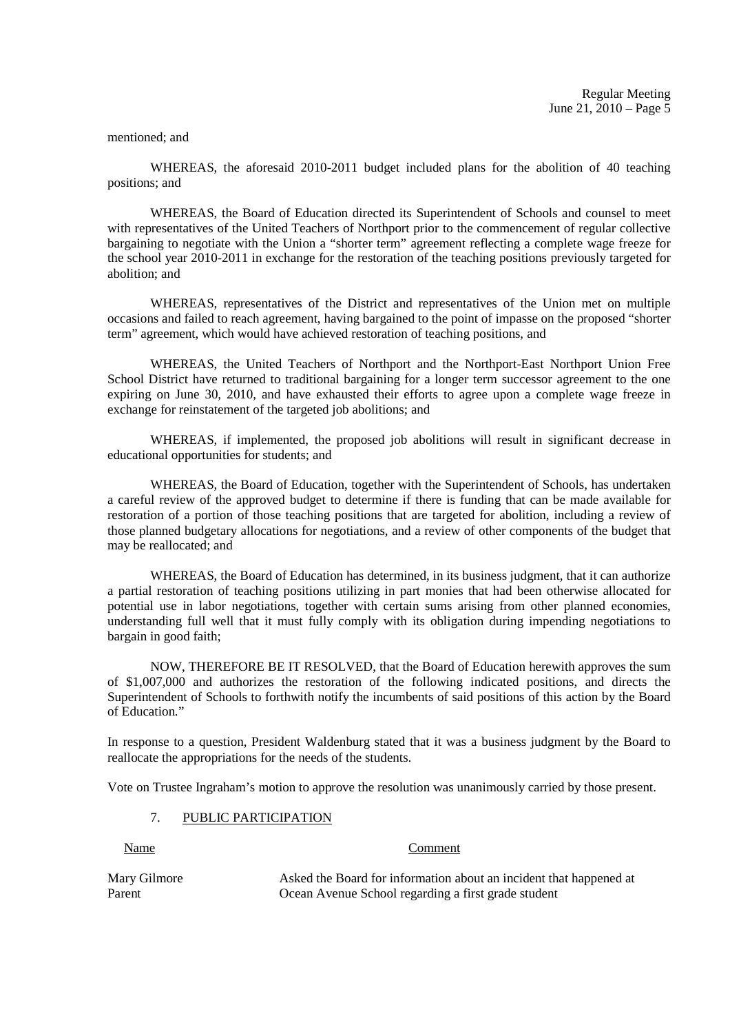mentioned; and

WHEREAS, the aforesaid 2010-2011 budget included plans for the abolition of 40 teaching positions; and

WHEREAS, the Board of Education directed its Superintendent of Schools and counsel to meet with representatives of the United Teachers of Northport prior to the commencement of regular collective bargaining to negotiate with the Union a "shorter term" agreement reflecting a complete wage freeze for the school year 2010-2011 in exchange for the restoration of the teaching positions previously targeted for abolition; and

WHEREAS, representatives of the District and representatives of the Union met on multiple occasions and failed to reach agreement, having bargained to the point of impasse on the proposed "shorter term" agreement, which would have achieved restoration of teaching positions, and

WHEREAS, the United Teachers of Northport and the Northport-East Northport Union Free School District have returned to traditional bargaining for a longer term successor agreement to the one expiring on June 30, 2010, and have exhausted their efforts to agree upon a complete wage freeze in exchange for reinstatement of the targeted job abolitions; and

WHEREAS, if implemented, the proposed job abolitions will result in significant decrease in educational opportunities for students; and

WHEREAS, the Board of Education, together with the Superintendent of Schools, has undertaken a careful review of the approved budget to determine if there is funding that can be made available for restoration of a portion of those teaching positions that are targeted for abolition, including a review of those planned budgetary allocations for negotiations, and a review of other components of the budget that may be reallocated; and

WHEREAS, the Board of Education has determined, in its business judgment, that it can authorize a partial restoration of teaching positions utilizing in part monies that had been otherwise allocated for potential use in labor negotiations, together with certain sums arising from other planned economies, understanding full well that it must fully comply with its obligation during impending negotiations to bargain in good faith;

NOW, THEREFORE BE IT RESOLVED, that the Board of Education herewith approves the sum of $1,007,000 and authorizes the restoration of the following indicated positions, and directs the Superintendent of Schools to forthwith notify the incumbents of said positions of this action by the Board of Education."

In response to a question, President Waldenburg stated that it was a business judgment by the Board to reallocate the appropriations for the needs of the students.

Vote on Trustee Ingraham's motion to approve the resolution was unanimously carried by those present.

7. PUBLIC PARTICIPATION

| Name | Comment |
| --- | --- |
| Mary Gilmore<br>Parent | Asked the Board for information about an incident that happened at Ocean Avenue School regarding a first grade student |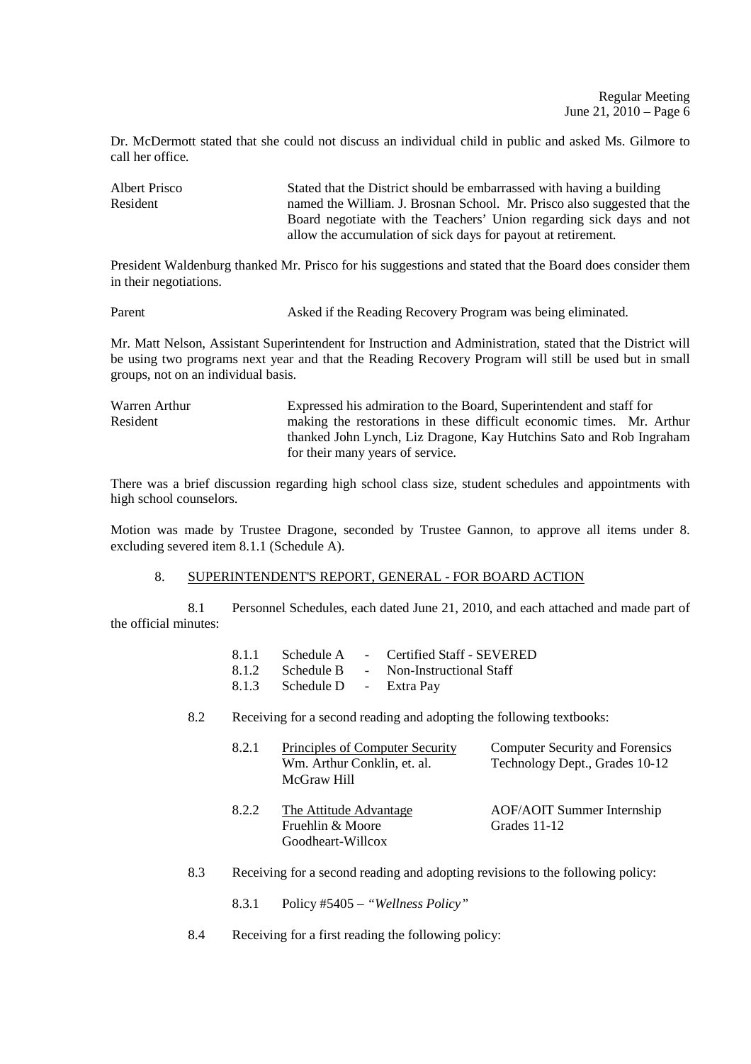Dr. McDermott stated that she could not discuss an individual child in public and asked Ms. Gilmore to call her office.

| | |
|---|---|
| Albert Prisco<br>Resident | Stated that the District should be embarrassed with having a building named the William. J. Brosnan School. Mr. Prisco also suggested that the Board negotiate with the Teachers' Union regarding sick days and not allow the accumulation of sick days for payout at retirement. |

President Waldenburg thanked Mr. Prisco for his suggestions and stated that the Board does consider them in their negotiations.

| | |
|---|---|
| Parent | Asked if the Reading Recovery Program was being eliminated. |

Mr. Matt Nelson, Assistant Superintendent for Instruction and Administration, stated that the District will be using two programs next year and that the Reading Recovery Program will still be used but in small groups, not on an individual basis.

| | |
|---|---|
| Warren Arthur<br>Resident | Expressed his admiration to the Board, Superintendent and staff for making the restorations in these difficult economic times. Mr. Arthur thanked John Lynch, Liz Dragone, Kay Hutchins Sato and Rob Ingraham for their many years of service. |

There was a brief discussion regarding high school class size, student schedules and appointments with high school counselors.

Motion was made by Trustee Dragone, seconded by Trustee Gannon, to approve all items under 8. excluding severed item 8.1.1 (Schedule A).

8. <u>SUPERINTENDENT'S REPORT, GENERAL - FOR BOARD ACTION</u>

8.1 Personnel Schedules, each dated June 21, 2010, and each attached and made part of the official minutes:

- 8.1.1 Schedule A - Certified Staff - SEVERED
- 8.1.2 Schedule B - Non-Instructional Staff
- 8.1.3 Schedule D - Extra Pay

8.2 Receiving for a second reading and adopting the following textbooks:

| | | |
|---|---|---|
| 8.2.1 | <u>Principles of Computer Security</u><br>Wm. Arthur Conklin, et. al.<br>McGraw Hill | Computer Security and Forensics<br>Technology Dept., Grades 10-12 |
| 8.2.2 | <u>The Attitude Advantage</u><br>Fruehlin & Moore<br>Goodheart-Willcox | AOF/AOIT Summer Internship<br>Grades 11-12 |

8.3 Receiving for a second reading and adopting revisions to the following policy:

- 8.3.1 Policy #5405 – *"Wellness Policy"*

8.4 Receiving for a first reading the following policy: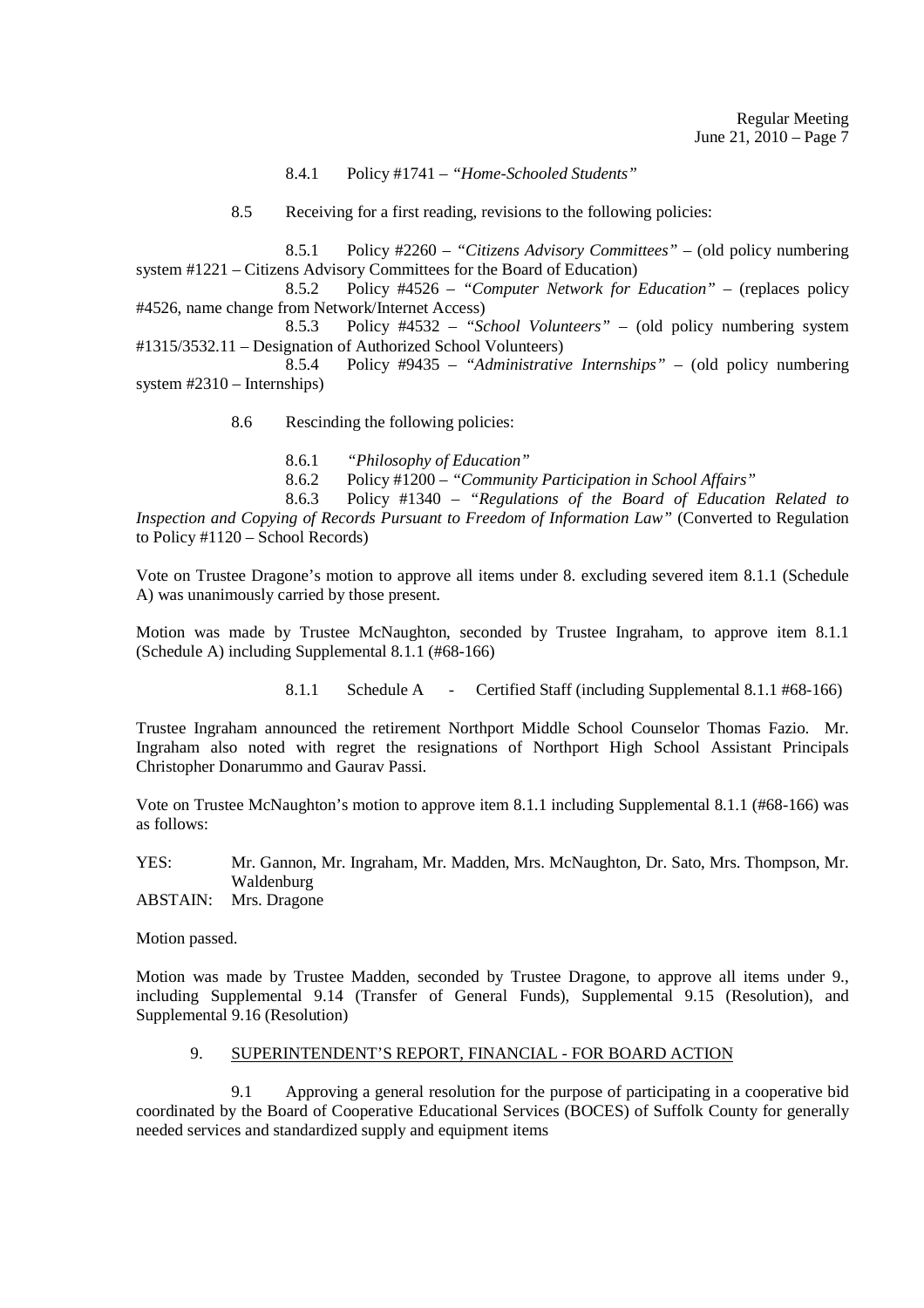8.4.1 Policy #1741 – *"Home-Schooled Students"*

8.5 Receiving for a first reading, revisions to the following policies:

8.5.1 Policy #2260 – *"Citizens Advisory Committees"* – (old policy numbering system #1221 – Citizens Advisory Committees for the Board of Education)

8.5.2 Policy #4526 – *"Computer Network for Education"* – (replaces policy #4526, name change from Network/Internet Access)

8.5.3 Policy #4532 – *"School Volunteers"* – (old policy numbering system #1315/3532.11 – Designation of Authorized School Volunteers)

8.5.4 Policy #9435 – *"Administrative Internships"* – (old policy numbering system #2310 – Internships)

8.6 Rescinding the following policies:

8.6.1 *"Philosophy of Education"*

8.6.2 Policy #1200 – *"Community Participation in School Affairs"*

8.6.3 Policy #1340 – *"Regulations of the Board of Education Related to Inspection and Copying of Records Pursuant to Freedom of Information Law"* (Converted to Regulation to Policy #1120 – School Records)

Vote on Trustee Dragone's motion to approve all items under 8. excluding severed item 8.1.1 (Schedule A) was unanimously carried by those present.

Motion was made by Trustee McNaughton, seconded by Trustee Ingraham, to approve item 8.1.1 (Schedule A) including Supplemental 8.1.1 (#68-166)

8.1.1 Schedule A - Certified Staff (including Supplemental 8.1.1 #68-166)

Trustee Ingraham announced the retirement Northport Middle School Counselor Thomas Fazio. Mr. Ingraham also noted with regret the resignations of Northport High School Assistant Principals Christopher Donarummo and Gaurav Passi.

Vote on Trustee McNaughton's motion to approve item 8.1.1 including Supplemental 8.1.1 (#68-166) was as follows:

YES: Mr. Gannon, Mr. Ingraham, Mr. Madden, Mrs. McNaughton, Dr. Sato, Mrs. Thompson, Mr. Waldenburg

ABSTAIN: Mrs. Dragone

Motion passed.

Motion was made by Trustee Madden, seconded by Trustee Dragone, to approve all items under 9., including Supplemental 9.14 (Transfer of General Funds), Supplemental 9.15 (Resolution), and Supplemental 9.16 (Resolution)

## 9. SUPERINTENDENT'S REPORT, FINANCIAL - FOR BOARD ACTION

9.1 Approving a general resolution for the purpose of participating in a cooperative bid coordinated by the Board of Cooperative Educational Services (BOCES) of Suffolk County for generally needed services and standardized supply and equipment items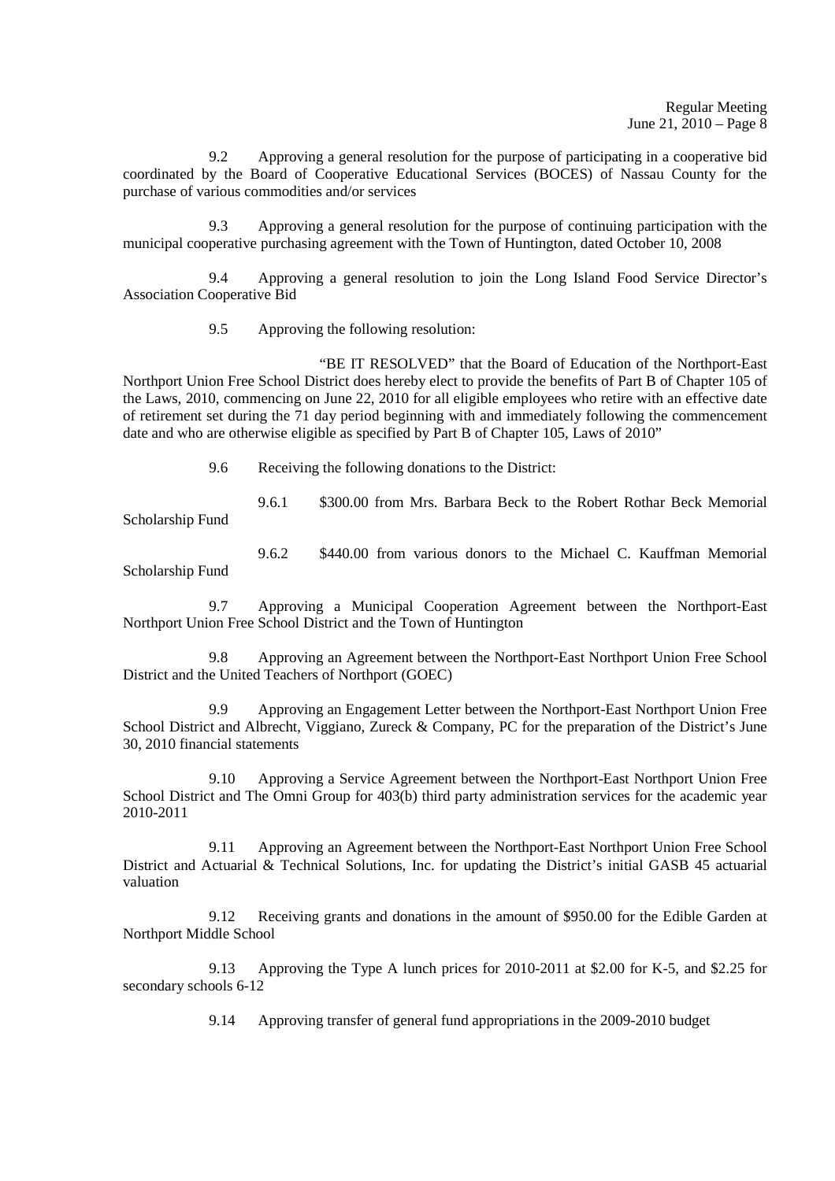9.2 Approving a general resolution for the purpose of participating in a cooperative bid coordinated by the Board of Cooperative Educational Services (BOCES) of Nassau County for the purchase of various commodities and/or services

9.3 Approving a general resolution for the purpose of continuing participation with the municipal cooperative purchasing agreement with the Town of Huntington, dated October 10, 2008

9.4 Approving a general resolution to join the Long Island Food Service Director's Association Cooperative Bid

9.5 Approving the following resolution:

"BE IT RESOLVED" that the Board of Education of the Northport-East Northport Union Free School District does hereby elect to provide the benefits of Part B of Chapter 105 of the Laws, 2010, commencing on June 22, 2010 for all eligible employees who retire with an effective date of retirement set during the 71 day period beginning with and immediately following the commencement date and who are otherwise eligible as specified by Part B of Chapter 105, Laws of 2010"

9.6 Receiving the following donations to the District:

9.6.1 $300.00 from Mrs. Barbara Beck to the Robert Rothar Beck Memorial Scholarship Fund

9.6.2 $440.00 from various donors to the Michael C. Kauffman Memorial Scholarship Fund

9.7 Approving a Municipal Cooperation Agreement between the Northport-East Northport Union Free School District and the Town of Huntington

9.8 Approving an Agreement between the Northport-East Northport Union Free School District and the United Teachers of Northport (GOEC)

9.9 Approving an Engagement Letter between the Northport-East Northport Union Free School District and Albrecht, Viggiano, Zureck & Company, PC for the preparation of the District's June 30, 2010 financial statements

9.10 Approving a Service Agreement between the Northport-East Northport Union Free School District and The Omni Group for 403(b) third party administration services for the academic year 2010-2011

9.11 Approving an Agreement between the Northport-East Northport Union Free School District and Actuarial & Technical Solutions, Inc. for updating the District's initial GASB 45 actuarial valuation

9.12 Receiving grants and donations in the amount of $950.00 for the Edible Garden at Northport Middle School

9.13 Approving the Type A lunch prices for 2010-2011 at $2.00 for K-5, and $2.25 for secondary schools 6-12

9.14 Approving transfer of general fund appropriations in the 2009-2010 budget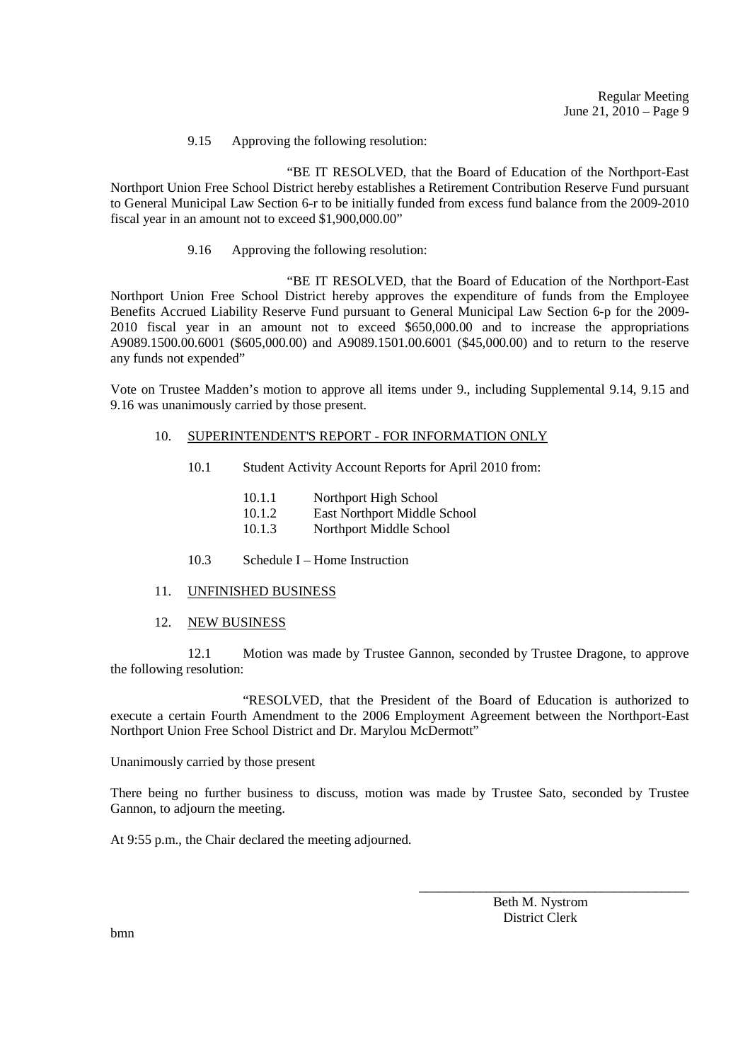9.15 Approving the following resolution:

"BE IT RESOLVED, that the Board of Education of the Northport-East Northport Union Free School District hereby establishes a Retirement Contribution Reserve Fund pursuant to General Municipal Law Section 6-r to be initially funded from excess fund balance from the 2009-2010 fiscal year in an amount not to exceed $1,900,000.00"

9.16 Approving the following resolution:

"BE IT RESOLVED, that the Board of Education of the Northport-East Northport Union Free School District hereby approves the expenditure of funds from the Employee Benefits Accrued Liability Reserve Fund pursuant to General Municipal Law Section 6-p for the 2009-2010 fiscal year in an amount not to exceed $650,000.00 and to increase the appropriations A9089.1500.00.6001 ($605,000.00) and A9089.1501.00.6001 ($45,000.00) and to return to the reserve any funds not expended"

Vote on Trustee Madden's motion to approve all items under 9., including Supplemental 9.14, 9.15 and 9.16 was unanimously carried by those present.

10. SUPERINTENDENT'S REPORT - FOR INFORMATION ONLY

10.1 Student Activity Account Reports for April 2010 from:

10.1.1 Northport High School
10.1.2 East Northport Middle School
10.1.3 Northport Middle School

10.3 Schedule I – Home Instruction

11. UNFINISHED BUSINESS

12. NEW BUSINESS

12.1 Motion was made by Trustee Gannon, seconded by Trustee Dragone, to approve the following resolution:

"RESOLVED, that the President of the Board of Education is authorized to execute a certain Fourth Amendment to the 2006 Employment Agreement between the Northport-East Northport Union Free School District and Dr. Marylou McDermott"

Unanimously carried by those present

There being no further business to discuss, motion was made by Trustee Sato, seconded by Trustee Gannon, to adjourn the meeting.

At 9:55 p.m., the Chair declared the meeting adjourned.

\_\_\_\_\_\_\_\_\_\_\_\_\_\_\_\_\_\_\_\_\_\_\_\_\_\_\_\_\_\_\_\_\_\_\_\_\_\_\_\_

Beth M. Nystrom
District Clerk

bmn